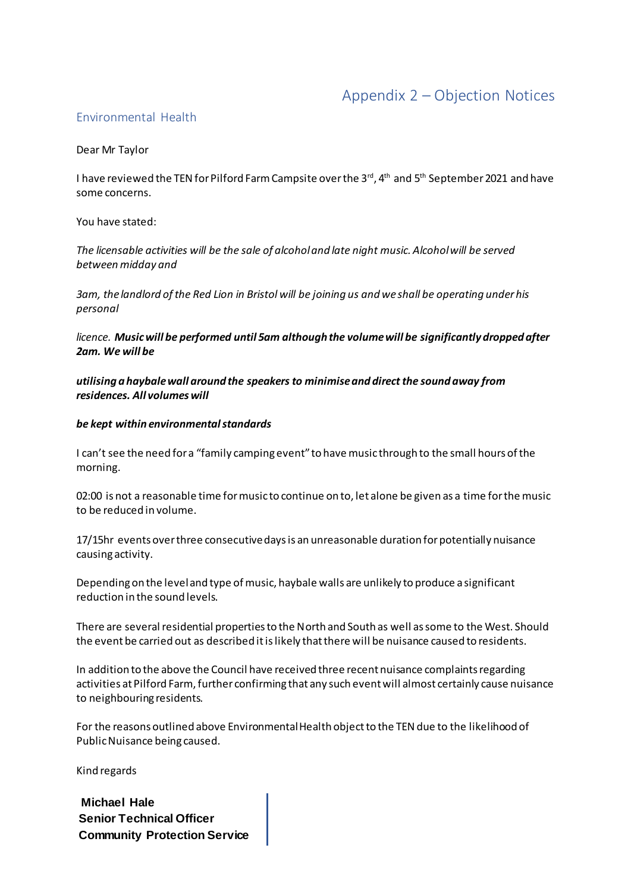# Appendix 2 – Objection Notices

## Environmental Health

Dear Mr Taylor

I have reviewed the TEN for Pilford Farm Campsite over the 3rd, 4th and 5th September 2021 and have some concerns.

You have stated:

*The licensable activities will be the sale of alcohol and late night music. Alcohol will be served between midday and*

*3am, the landlord of the Red Lion in Bristol will be joining us and we shall be operating under his personal*

*licence.* ***Music will be performed until 5am although the volume will be significantly dropped after 2am. We will be***

***utilising a haybale wall around the speakers to minimise and direct the sound away from residences. All volumes will***

***be kept within environmental standards***

I can't see the need for a "family camping event" to have music through to the small hours of the morning.

02:00 is not a reasonable time for music to continue on to, let alone be given as a time for the music to be reduced in volume.

17/15hr events over three consecutive days is an unreasonable duration for potentially nuisance causing activity.

Depending on the level and type of music, haybale walls are unlikely to produce a significant reduction in the sound levels.

There are several residential properties to the North and South as well as some to the West. Should the event be carried out as described it is likely that there will be nuisance caused to residents.

In addition to the above the Council have received three recent nuisance complaints regarding activities at Pilford Farm, further confirming that any such event will almost certainly cause nuisance to neighbouring residents.

For the reasons outlined above Environmental Health object to the TEN due to the likelihood of Public Nuisance being caused.

Kind regards

**Michael Hale**
**Senior Technical Officer**
**Community Protection Service**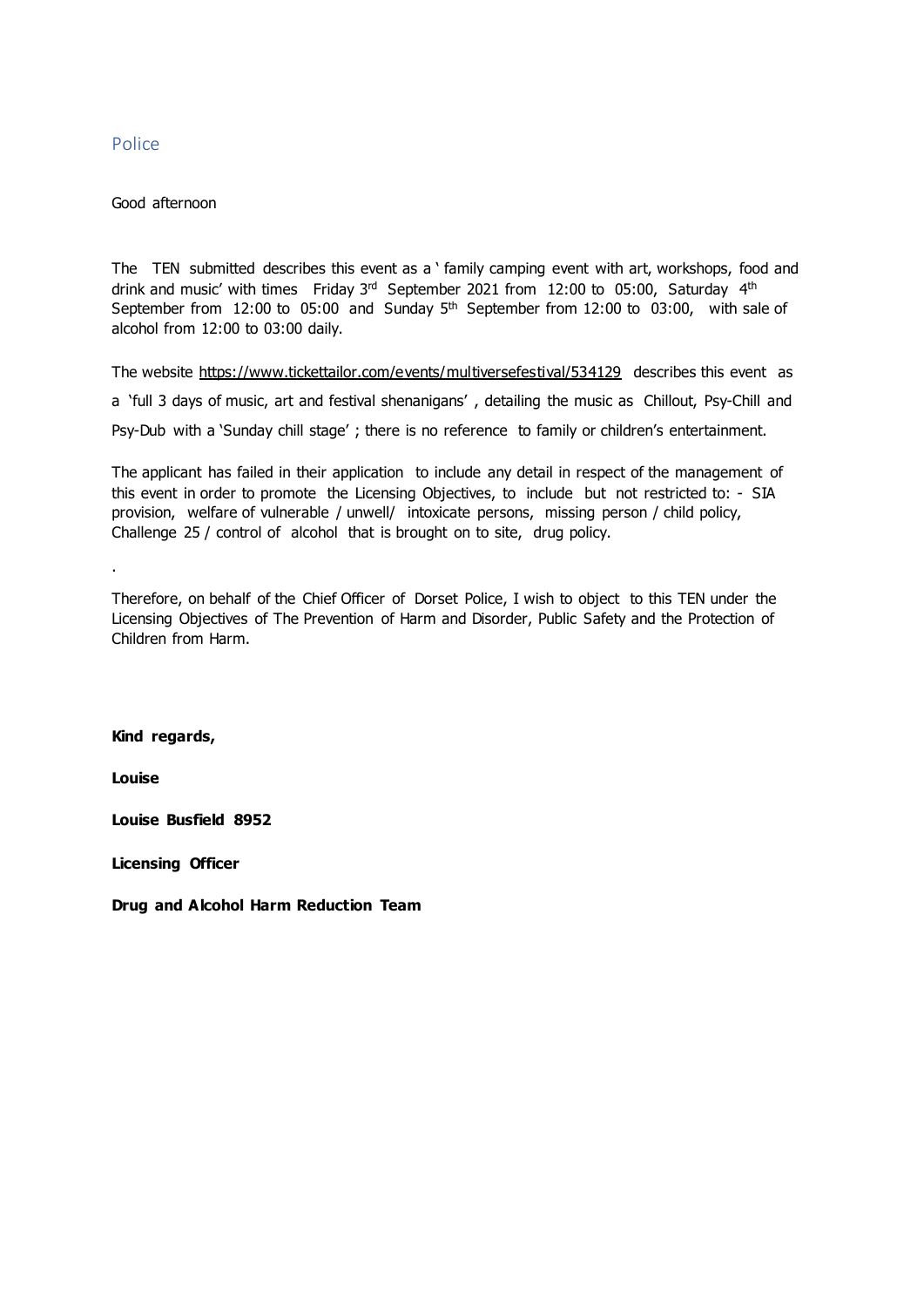## Police

Good afternoon

The TEN submitted describes this event as a ' family camping event with art, workshops, food and drink and music' with times Friday 3rd September 2021 from 12:00 to 05:00, Saturday 4th September from 12:00 to 05:00 and Sunday 5th September from 12:00 to 03:00, with sale of alcohol from 12:00 to 03:00 daily.

The website https://www.tickettailor.com/events/multiversefestival/534129 describes this event as a 'full 3 days of music, art and festival shenanigans' , detailing the music as Chillout, Psy-Chill and Psy-Dub with a 'Sunday chill stage' ; there is no reference to family or children's entertainment.

The applicant has failed in their application to include any detail in respect of the management of this event in order to promote the Licensing Objectives, to include but not restricted to: - SIA provision, welfare of vulnerable / unwell/ intoxicate persons, missing person / child policy, Challenge 25 / control of alcohol that is brought on to site, drug policy.

.

Therefore, on behalf of the Chief Officer of Dorset Police, I wish to object to this TEN under the Licensing Objectives of The Prevention of Harm and Disorder, Public Safety and the Protection of Children from Harm.

**Kind regards,**

**Louise**

**Louise Busfield 8952**

**Licensing Officer**

**Drug and Alcohol Harm Reduction Team**